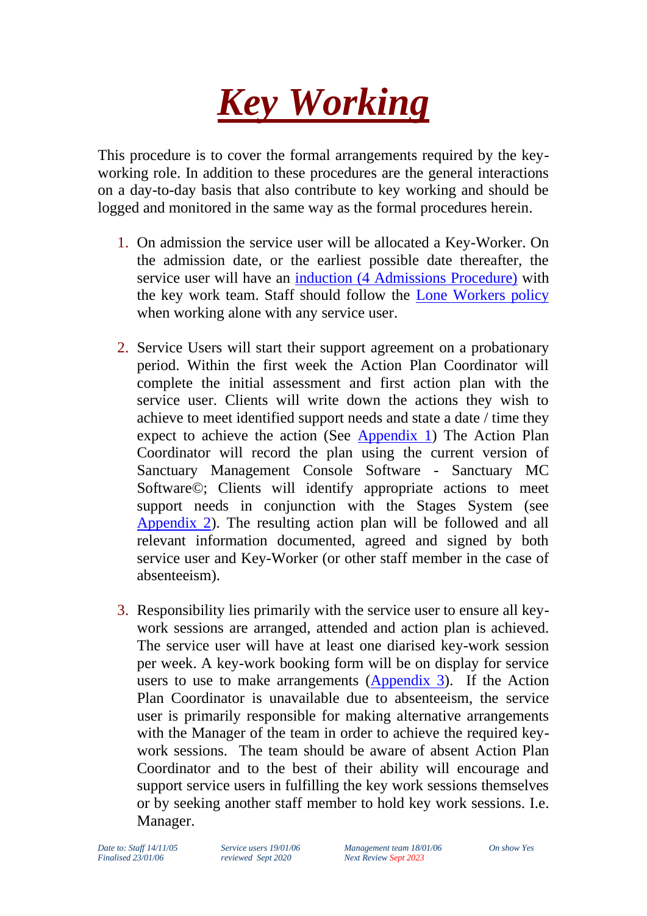# ***Key Working***

This procedure is to cover the formal arrangements required by the key-working role. In addition to these procedures are the general interactions on a day-to-day basis that also contribute to key working and should be logged and monitored in the same way as the formal procedures herein.

1. On admission the service user will be allocated a Key-Worker. On the admission date, or the earliest possible date thereafter, the service user will have an induction (4 Admissions Procedure) with the key work team. Staff should follow the Lone Workers policy when working alone with any service user.

2. Service Users will start their support agreement on a probationary period. Within the first week the Action Plan Coordinator will complete the initial assessment and first action plan with the service user. Clients will write down the actions they wish to achieve to meet identified support needs and state a date / time they expect to achieve the action (See Appendix 1) The Action Plan Coordinator will record the plan using the current version of Sanctuary Management Console Software - Sanctuary MC Software©; Clients will identify appropriate actions to meet support needs in conjunction with the Stages System (see Appendix 2). The resulting action plan will be followed and all relevant information documented, agreed and signed by both service user and Key-Worker (or other staff member in the case of absenteeism).

3. Responsibility lies primarily with the service user to ensure all key-work sessions are arranged, attended and action plan is achieved. The service user will have at least one diarised key-work session per week. A key-work booking form will be on display for service users to use to make arrangements (Appendix 3). If the Action Plan Coordinator is unavailable due to absenteeism, the service user is primarily responsible for making alternative arrangements with the Manager of the team in order to achieve the required key-work sessions. The team should be aware of absent Action Plan Coordinator and to the best of their ability will encourage and support service users in fulfilling the key work sessions themselves or by seeking another staff member to hold key work sessions. I.e. Manager.

*Date to: Staff 14/11/05 Finalised 23/01/06* | *Service users 19/01/06 reviewed Sept 2020* | *Management team 18/01/06 Next Review Sept 2023* | *On show Yes*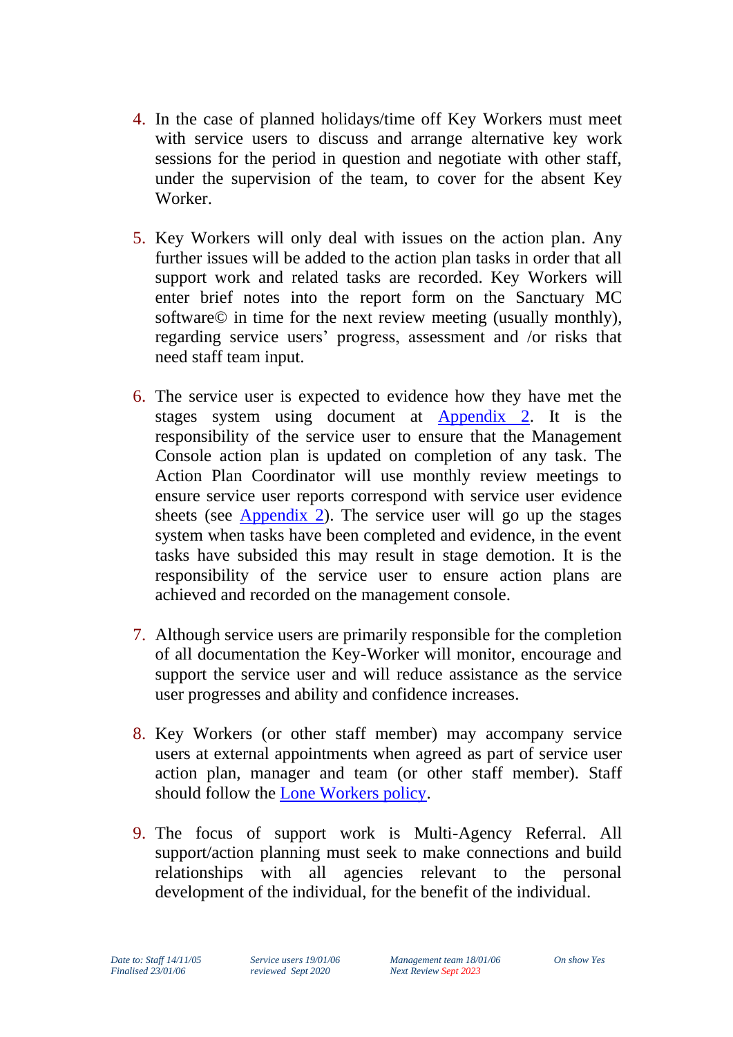4. In the case of planned holidays/time off Key Workers must meet with service users to discuss and arrange alternative key work sessions for the period in question and negotiate with other staff, under the supervision of the team, to cover for the absent Key Worker.

5. Key Workers will only deal with issues on the action plan. Any further issues will be added to the action plan tasks in order that all support work and related tasks are recorded. Key Workers will enter brief notes into the report form on the Sanctuary MC software© in time for the next review meeting (usually monthly), regarding service users' progress, assessment and /or risks that need staff team input.

6. The service user is expected to evidence how they have met the stages system using document at Appendix 2. It is the responsibility of the service user to ensure that the Management Console action plan is updated on completion of any task. The Action Plan Coordinator will use monthly review meetings to ensure service user reports correspond with service user evidence sheets (see Appendix 2). The service user will go up the stages system when tasks have been completed and evidence, in the event tasks have subsided this may result in stage demotion. It is the responsibility of the service user to ensure action plans are achieved and recorded on the management console.

7. Although service users are primarily responsible for the completion of all documentation the Key-Worker will monitor, encourage and support the service user and will reduce assistance as the service user progresses and ability and confidence increases.

8. Key Workers (or other staff member) may accompany service users at external appointments when agreed as part of service user action plan, manager and team (or other staff member). Staff should follow the Lone Workers policy.

9. The focus of support work is Multi-Agency Referral. All support/action planning must seek to make connections and build relationships with all agencies relevant to the personal development of the individual, for the benefit of the individual.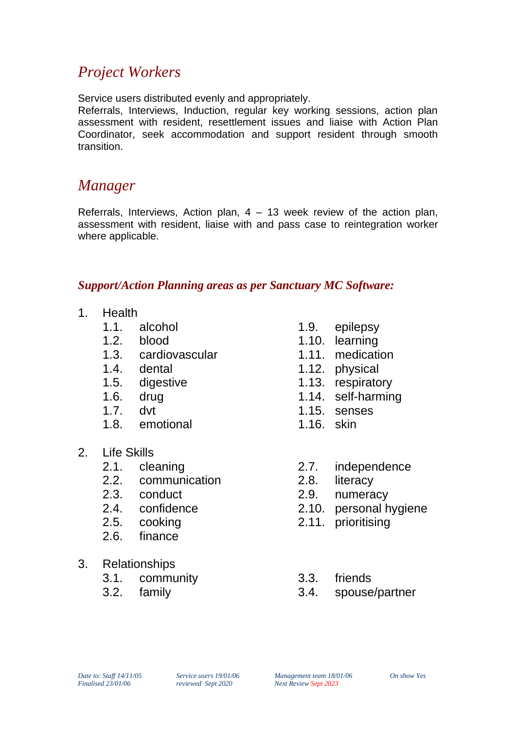## *Project Workers*

Service users distributed evenly and appropriately.
Referrals, Interviews, Induction, regular key working sessions, action plan assessment with resident, resettlement issues and liaise with Action Plan Coordinator, seek accommodation and support resident through smooth transition.

## *Manager*

Referrals, Interviews, Action plan, 4 – 13 week review of the action plan, assessment with resident, liaise with and pass case to reintegration worker where applicable.

### ***Support/Action Planning areas as per Sanctuary MC Software:***

1. Health
   1.1. alcohol
   1.2. blood
   1.3. cardiovascular
   1.4. dental
   1.5. digestive
   1.6. drug
   1.7. dvt
   1.8. emotional
   1.9. epilepsy
   1.10. learning
   1.11. medication
   1.12. physical
   1.13. respiratory
   1.14. self-harming
   1.15. senses
   1.16. skin

2. Life Skills
   2.1. cleaning
   2.2. communication
   2.3. conduct
   2.4. confidence
   2.5. cooking
   2.6. finance
   2.7. independence
   2.8. literacy
   2.9. numeracy
   2.10. personal hygiene
   2.11. prioritising

3. Relationships
   3.1. community
   3.2. family
   3.3. friends
   3.4. spouse/partner

*Date to: Staff 14/11/05 Finalised 23/01/06* | *Service users 19/01/06 reviewed Sept 2020* | *Management team 18/01/06 Next Review Sept 2023* | *On show Yes*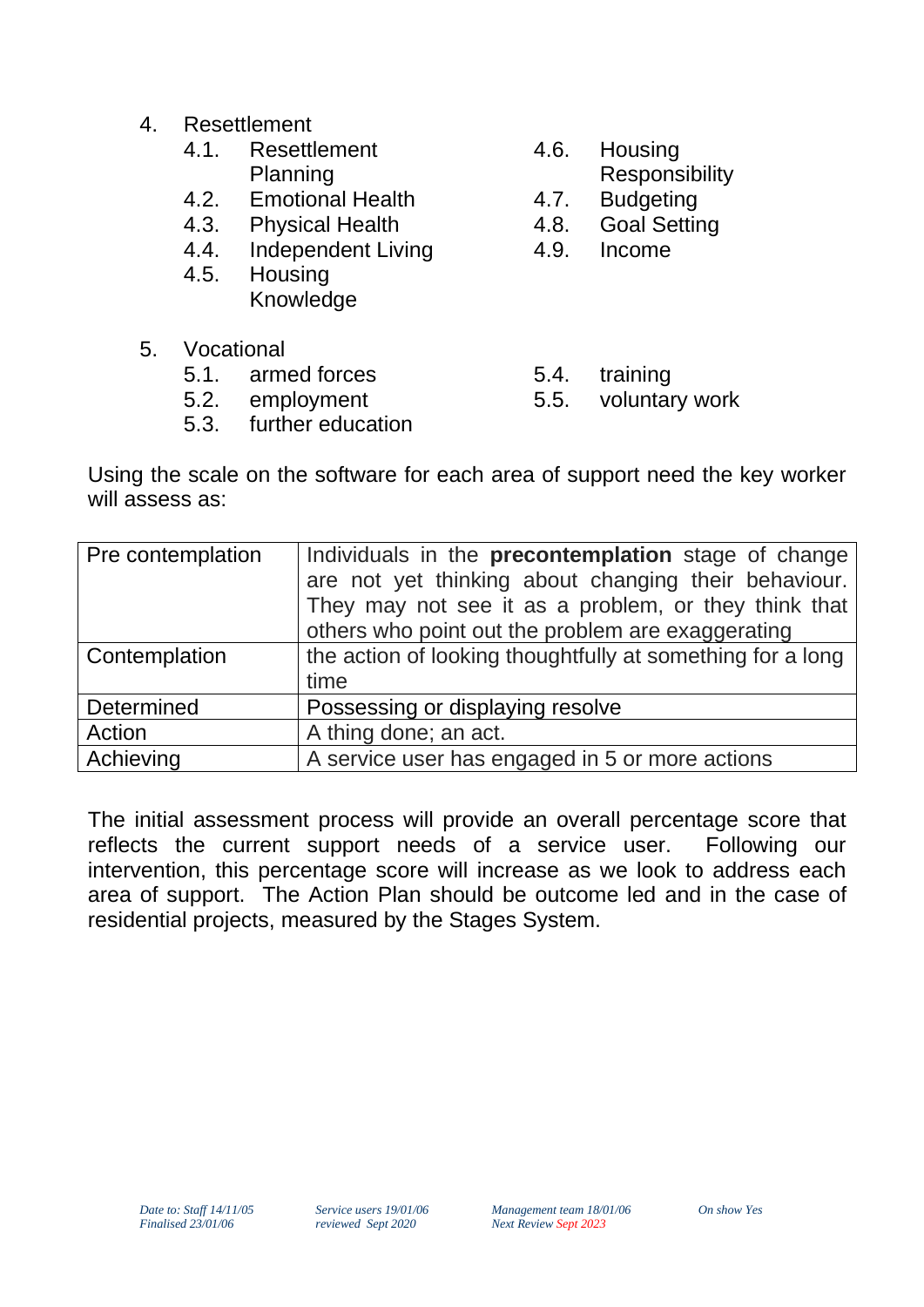4. Resettlement
    - 4.1. Resettlement Planning
    - 4.2. Emotional Health
    - 4.3. Physical Health
    - 4.4. Independent Living
    - 4.5. Housing Knowledge
    - 4.6. Housing Responsibility
    - 4.7. Budgeting
    - 4.8. Goal Setting
    - 4.9. Income

5. Vocational
    - 5.1. armed forces
    - 5.2. employment
    - 5.3. further education
    - 5.4. training
    - 5.5. voluntary work

Using the scale on the software for each area of support need the key worker will assess as:

| | |
|---|---|
| Pre contemplation | Individuals in the **precontemplation** stage of change are not yet thinking about changing their behaviour. They may not see it as a problem, or they think that others who point out the problem are exaggerating |
| Contemplation | the action of looking thoughtfully at something for a long time |
| Determined | Possessing or displaying resolve |
| Action | A thing done; an act. |
| Achieving | A service user has engaged in 5 or more actions |

The initial assessment process will provide an overall percentage score that reflects the current support needs of a service user. Following our intervention, this percentage score will increase as we look to address each area of support. The Action Plan should be outcome led and in the case of residential projects, measured by the Stages System.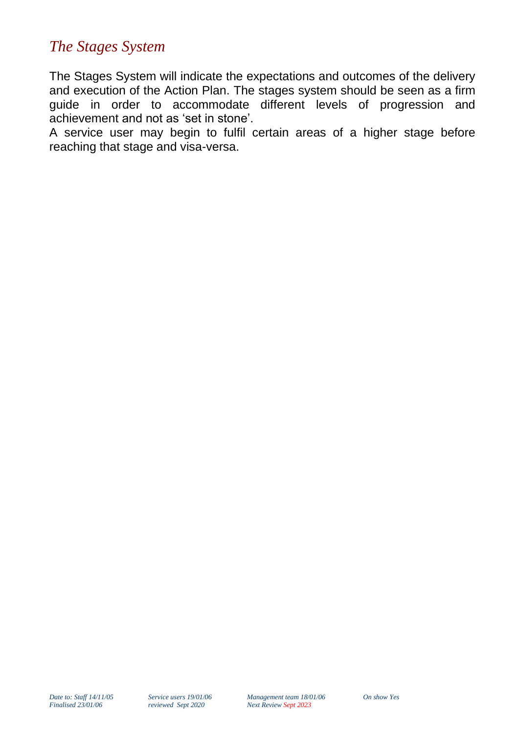## *The Stages System*

The Stages System will indicate the expectations and outcomes of the delivery and execution of the Action Plan. The stages system should be seen as a firm guide in order to accommodate different levels of progression and achievement and not as 'set in stone'.

A service user may begin to fulfil certain areas of a higher stage before reaching that stage and visa-versa.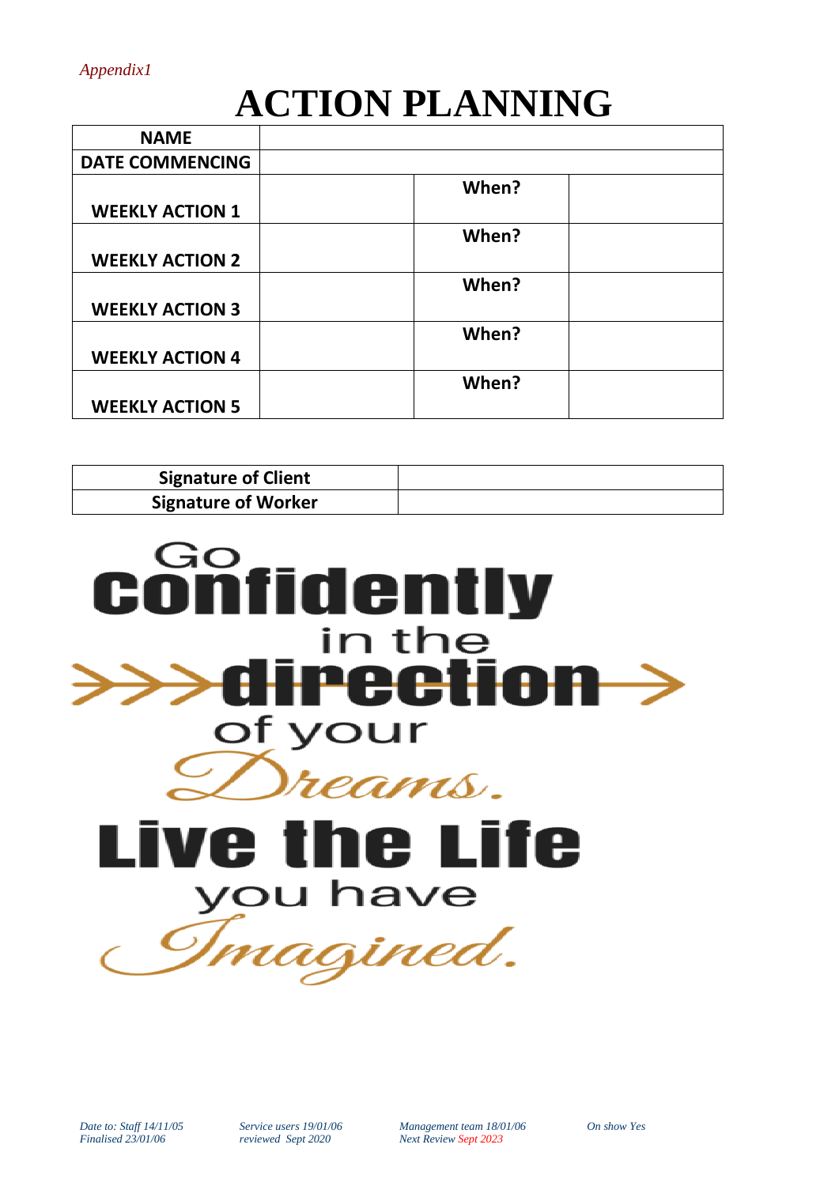*Appendix1*

# ACTION PLANNING

| NAME | | | |
|---|---|---|---|
| DATE COMMENCING | | | |
| WEEKLY ACTION 1 | | When? | |
| WEEKLY ACTION 2 | | When? | |
| WEEKLY ACTION 3 | | When? | |
| WEEKLY ACTION 4 | | When? | |
| WEEKLY ACTION 5 | | When? | |

| Signature of Client | |
|---|---|
| Signature of Worker | |

Go confidently in the direction of your Dreams. Live the Life you have Imagined.

*Date to: Staff 14/11/05* *Service users 19/01/06* *Management team 18/01/06* *On show Yes*
*Finalised 23/01/06* *reviewed Sept 2020* *Next Review Sept 2023*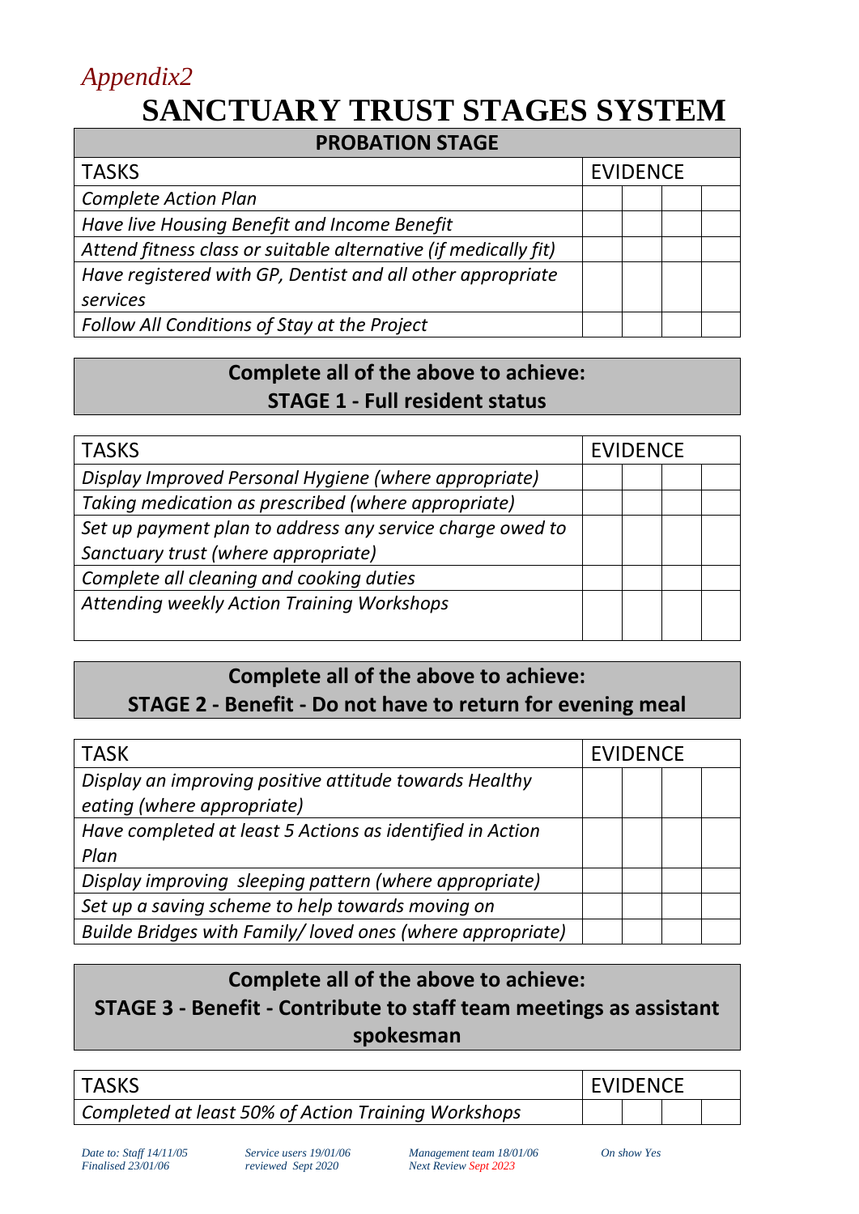*Appendix2*

# SANCTUARY TRUST STAGES SYSTEM

| PROBATION STAGE | | | | |
|---|---|---|---|---|
| TASKS | EVIDENCE | | | |
| *Complete Action Plan* | | | | |
| *Have live Housing Benefit and Income Benefit* | | | | |
| *Attend fitness class or suitable alternative (if medically fit)* | | | | |
| *Have registered with GP, Dentist and all other appropriate services* | | | | |
| *Follow All Conditions of Stay at the Project* | | | | |

**Complete all of the above to achieve:**
**STAGE 1 - Full resident status**

| TASKS | EVIDENCE | | | |
|---|---|---|---|---|
| *Display Improved Personal Hygiene (where appropriate)* | | | | |
| *Taking medication as prescribed (where appropriate)* | | | | |
| *Set up payment plan to address any service charge owed to Sanctuary trust (where appropriate)* | | | | |
| *Complete all cleaning and cooking duties* | | | | |
| *Attending weekly Action Training Workshops* | | | | |

**Complete all of the above to achieve:**
**STAGE 2 - Benefit - Do not have to return for evening meal**

| TASK | EVIDENCE | | | |
|---|---|---|---|---|
| *Display an improving positive attitude towards Healthy eating (where appropriate)* | | | | |
| *Have completed at least 5 Actions as identified in Action Plan* | | | | |
| *Display improving sleeping pattern (where appropriate)* | | | | |
| *Set up a saving scheme to help towards moving on* | | | | |
| *Builde Bridges with Family/ loved ones (where appropriate)* | | | | |

**Complete all of the above to achieve:**
**STAGE 3 - Benefit - Contribute to staff team meetings as assistant spokesman**

| TASKS | EVIDENCE | | | |
|---|---|---|---|---|
| *Completed at least 50% of Action Training Workshops* | | | | |

*Date to: Staff 14/11/05*
*Finalised 23/01/06*
*Service users 19/01/06*
*reviewed Sept 2020*
*Management team 18/01/06*
*Next Review Sept 2023*
*On show Yes*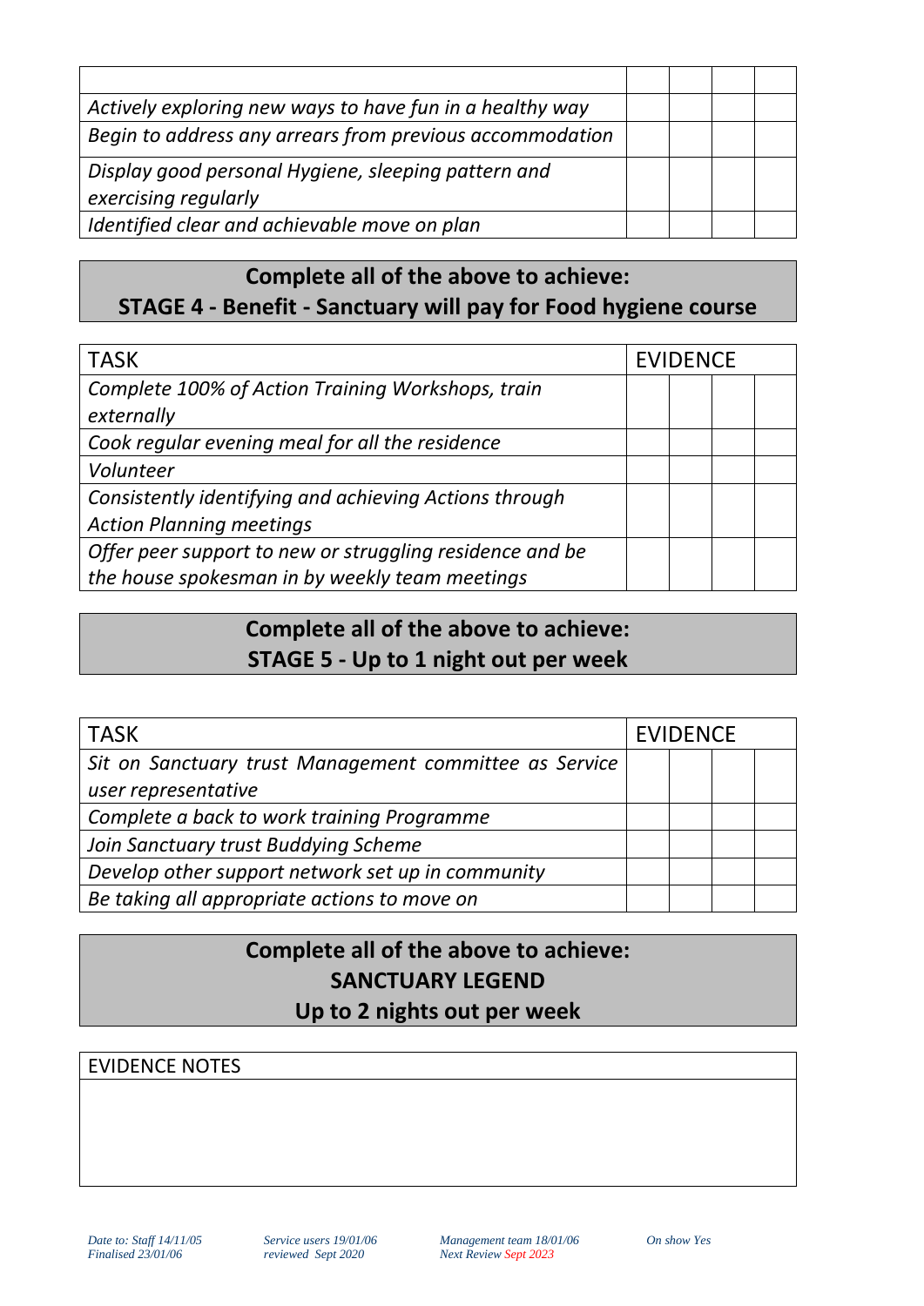| | | | | |
|---|---|---|---|---|
| *Actively exploring new ways to have fun in a healthy way* | | | | |
| *Begin to address any arrears from previous accommodation* | | | | |
| *Display good personal Hygiene, sleeping pattern and exercising regularly* | | | | |
| *Identified clear and achievable move on plan* | | | | |

**Complete all of the above to achieve:**
**STAGE 4 - Benefit - Sanctuary will pay for Food hygiene course**

| TASK | EVIDENCE | | | |
|---|---|---|---|---|
| *Complete 100% of Action Training Workshops, train externally* | | | | |
| *Cook regular evening meal for all the residence* | | | | |
| *Volunteer* | | | | |
| *Consistently identifying and achieving Actions through Action Planning meetings* | | | | |
| *Offer peer support to new or struggling residence and be the house spokesman in by weekly team meetings* | | | | |

**Complete all of the above to achieve:**
**STAGE 5 - Up to 1 night out per week**

| TASK | EVIDENCE | | | |
|---|---|---|---|---|
| *Sit on Sanctuary trust Management committee as Service user representative* | | | | |
| *Complete a back to work training Programme* | | | | |
| *Join Sanctuary trust Buddying Scheme* | | | | |
| *Develop other support network set up in community* | | | | |
| *Be taking all appropriate actions to move on* | | | | |

**Complete all of the above to achieve:**
**SANCTUARY LEGEND**
**Up to 2 nights out per week**

| EVIDENCE NOTES |
|---|
| |

*Date to: Staff 14/11/05* *Finalised 23/01/06* *Service users 19/01/06* *reviewed Sept 2020* *Management team 18/01/06* *Next Review Sept 2023* *On show Yes*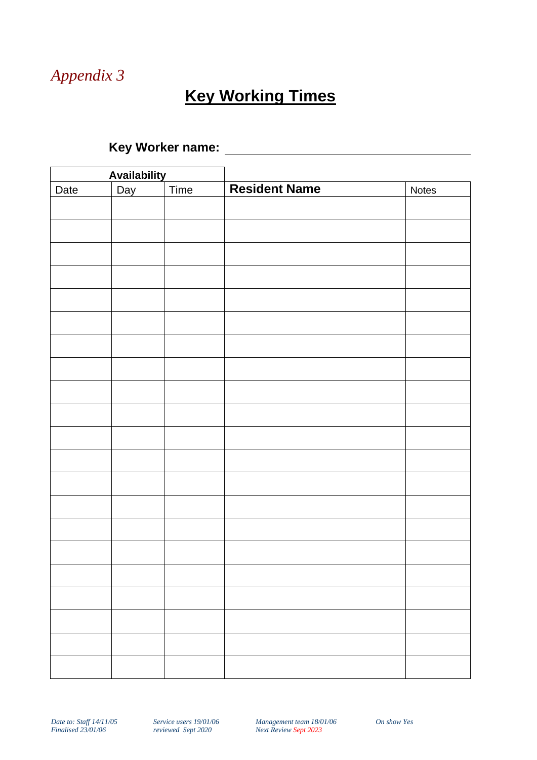*Appendix 3*

# Key Working Times

**Key Worker name:** ______________________________

| **Availability** | | | | |
|---|---|---|---|---|
| Date | Day | Time | **Resident Name** | Notes |
| | | | | |
| | | | | |
| | | | | |
| | | | | |
| | | | | |
| | | | | |
| | | | | |
| | | | | |
| | | | | |
| | | | | |
| | | | | |
| | | | | |
| | | | | |
| | | | | |
| | | | | |
| | | | | |
| | | | | |
| | | | | |
| | | | | |
| | | | | |
| | | | | |

*Date to: Staff 14/11/05*
*Finalised 23/01/06*

*Service users 19/01/06*
*reviewed Sept 2020*

*Management team 18/01/06*
*Next Review Sept 2023*

*On show Yes*